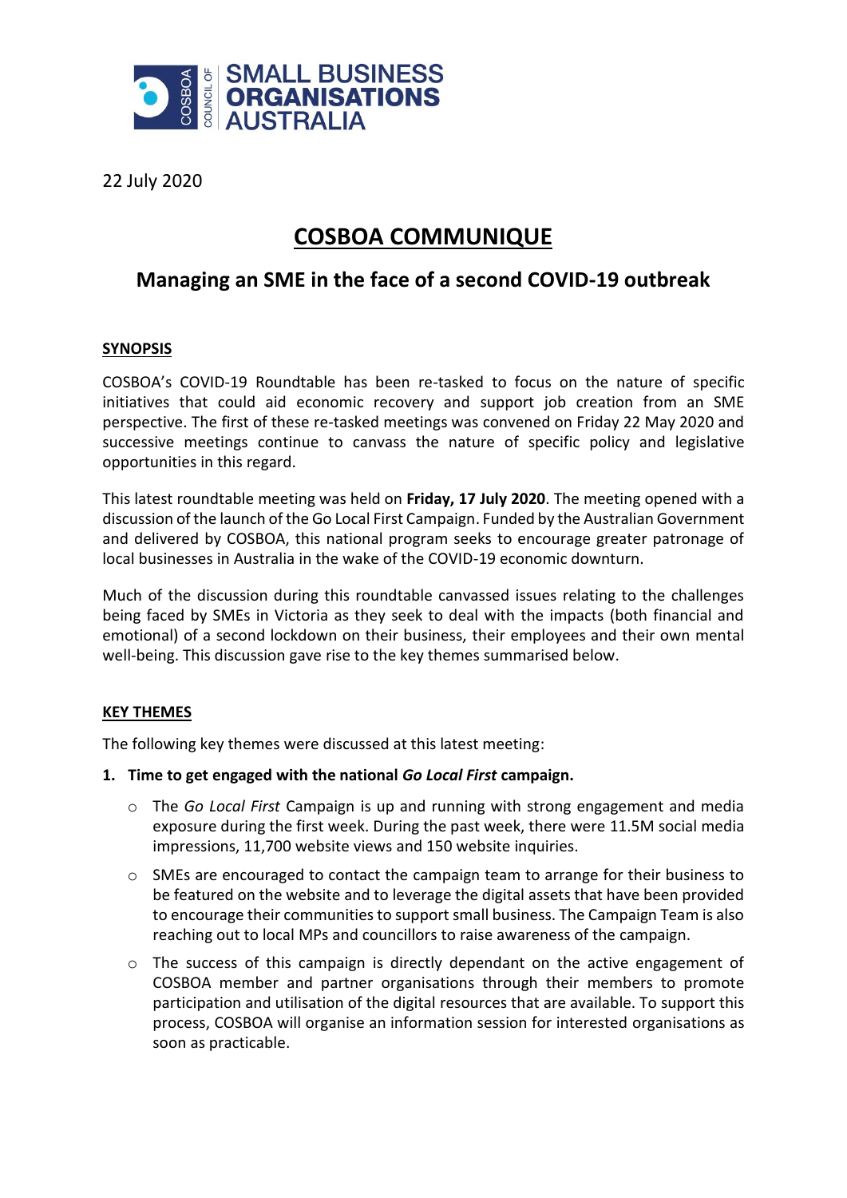22 July 2020

# COSBOA COMMUNIQUE

## Managing an SME in the face of a second COVID-19 outbreak

### SYNOPSIS

COSBOA's COVID-19 Roundtable has been re-tasked to focus on the nature of specific initiatives that could aid economic recovery and support job creation from an SME perspective. The first of these re-tasked meetings was convened on Friday 22 May 2020 and successive meetings continue to canvass the nature of specific policy and legislative opportunities in this regard.

This latest roundtable meeting was held on **Friday, 17 July 2020**. The meeting opened with a discussion of the launch of the Go Local First Campaign. Funded by the Australian Government and delivered by COSBOA, this national program seeks to encourage greater patronage of local businesses in Australia in the wake of the COVID-19 economic downturn.

Much of the discussion during this roundtable canvassed issues relating to the challenges being faced by SMEs in Victoria as they seek to deal with the impacts (both financial and emotional) of a second lockdown on their business, their employees and their own mental well-being. This discussion gave rise to the key themes summarised below.

### KEY THEMES

The following key themes were discussed at this latest meeting:

1. **Time to get engaged with the national *Go Local First* campaign.**
   - The *Go Local First* Campaign is up and running with strong engagement and media exposure during the first week. During the past week, there were 11.5M social media impressions, 11,700 website views and 150 website inquiries.
   - SMEs are encouraged to contact the campaign team to arrange for their business to be featured on the website and to leverage the digital assets that have been provided to encourage their communities to support small business. The Campaign Team is also reaching out to local MPs and councillors to raise awareness of the campaign.
   - The success of this campaign is directly dependant on the active engagement of COSBOA member and partner organisations through their members to promote participation and utilisation of the digital resources that are available. To support this process, COSBOA will organise an information session for interested organisations as soon as practicable.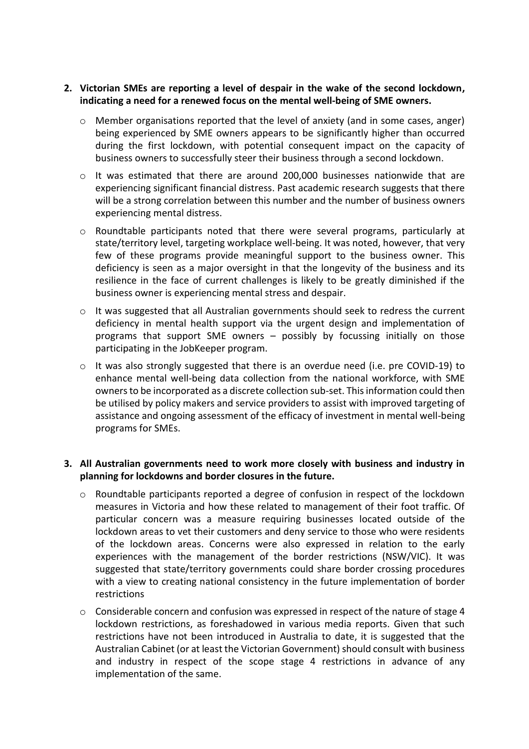2. **Victorian SMEs are reporting a level of despair in the wake of the second lockdown, indicating a need for a renewed focus on the mental well-being of SME owners.**

   - Member organisations reported that the level of anxiety (and in some cases, anger) being experienced by SME owners appears to be significantly higher than occurred during the first lockdown, with potential consequent impact on the capacity of business owners to successfully steer their business through a second lockdown.
   - It was estimated that there are around 200,000 businesses nationwide that are experiencing significant financial distress. Past academic research suggests that there will be a strong correlation between this number and the number of business owners experiencing mental distress.
   - Roundtable participants noted that there were several programs, particularly at state/territory level, targeting workplace well-being. It was noted, however, that very few of these programs provide meaningful support to the business owner. This deficiency is seen as a major oversight in that the longevity of the business and its resilience in the face of current challenges is likely to be greatly diminished if the business owner is experiencing mental stress and despair.
   - It was suggested that all Australian governments should seek to redress the current deficiency in mental health support via the urgent design and implementation of programs that support SME owners – possibly by focussing initially on those participating in the JobKeeper program.
   - It was also strongly suggested that there is an overdue need (i.e. pre COVID-19) to enhance mental well-being data collection from the national workforce, with SME owners to be incorporated as a discrete collection sub-set. This information could then be utilised by policy makers and service providers to assist with improved targeting of assistance and ongoing assessment of the efficacy of investment in mental well-being programs for SMEs.

3. **All Australian governments need to work more closely with business and industry in planning for lockdowns and border closures in the future.**

   - Roundtable participants reported a degree of confusion in respect of the lockdown measures in Victoria and how these related to management of their foot traffic. Of particular concern was a measure requiring businesses located outside of the lockdown areas to vet their customers and deny service to those who were residents of the lockdown areas. Concerns were also expressed in relation to the early experiences with the management of the border restrictions (NSW/VIC). It was suggested that state/territory governments could share border crossing procedures with a view to creating national consistency in the future implementation of border restrictions
   - Considerable concern and confusion was expressed in respect of the nature of stage 4 lockdown restrictions, as foreshadowed in various media reports. Given that such restrictions have not been introduced in Australia to date, it is suggested that the Australian Cabinet (or at least the Victorian Government) should consult with business and industry in respect of the scope stage 4 restrictions in advance of any implementation of the same.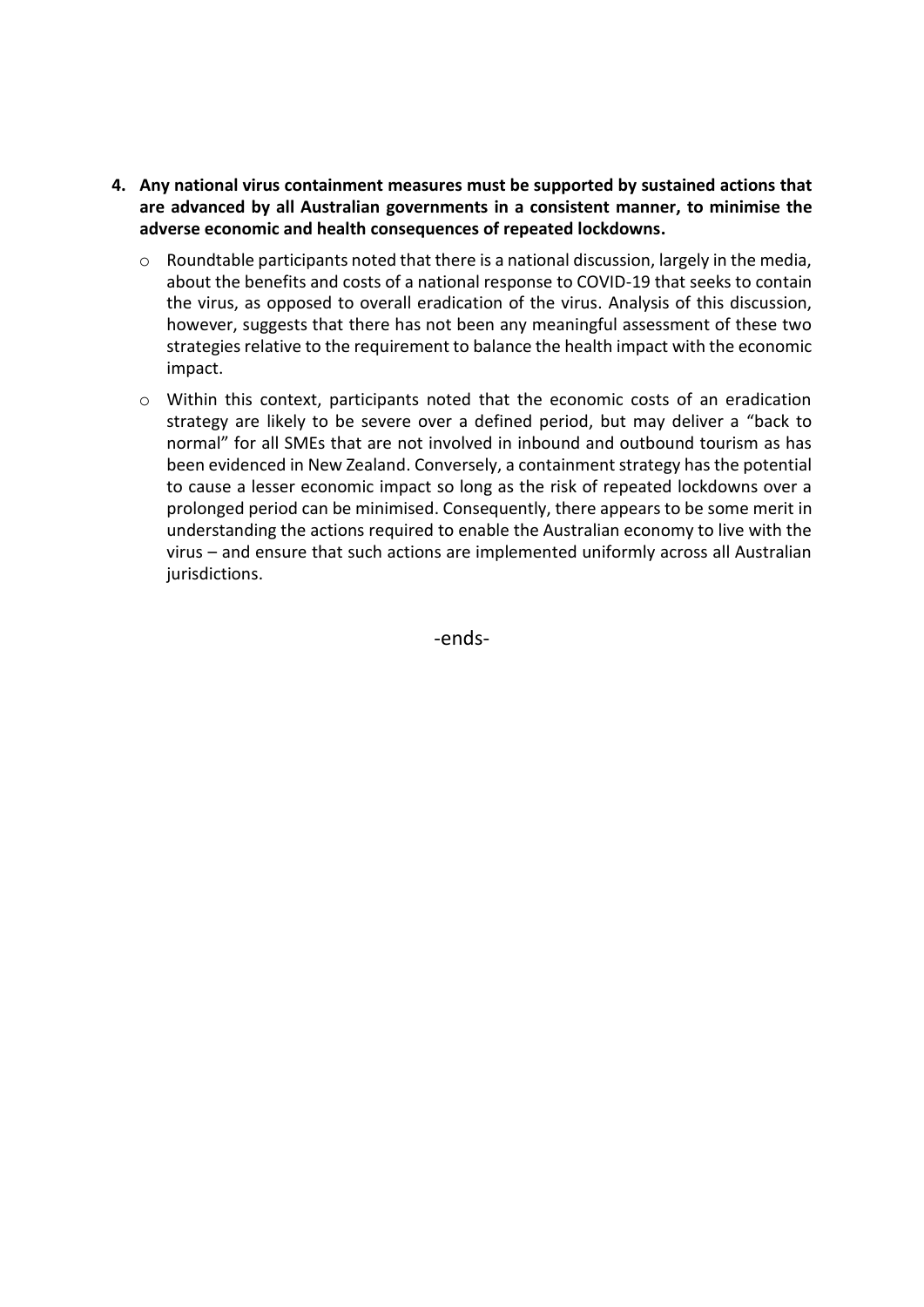4. **Any national virus containment measures must be supported by sustained actions that are advanced by all Australian governments in a consistent manner, to minimise the adverse economic and health consequences of repeated lockdowns.**

   - Roundtable participants noted that there is a national discussion, largely in the media, about the benefits and costs of a national response to COVID-19 that seeks to contain the virus, as opposed to overall eradication of the virus. Analysis of this discussion, however, suggests that there has not been any meaningful assessment of these two strategies relative to the requirement to balance the health impact with the economic impact.
   - Within this context, participants noted that the economic costs of an eradication strategy are likely to be severe over a defined period, but may deliver a "back to normal" for all SMEs that are not involved in inbound and outbound tourism as has been evidenced in New Zealand. Conversely, a containment strategy has the potential to cause a lesser economic impact so long as the risk of repeated lockdowns over a prolonged period can be minimised. Consequently, there appears to be some merit in understanding the actions required to enable the Australian economy to live with the virus – and ensure that such actions are implemented uniformly across all Australian jurisdictions.

-ends-